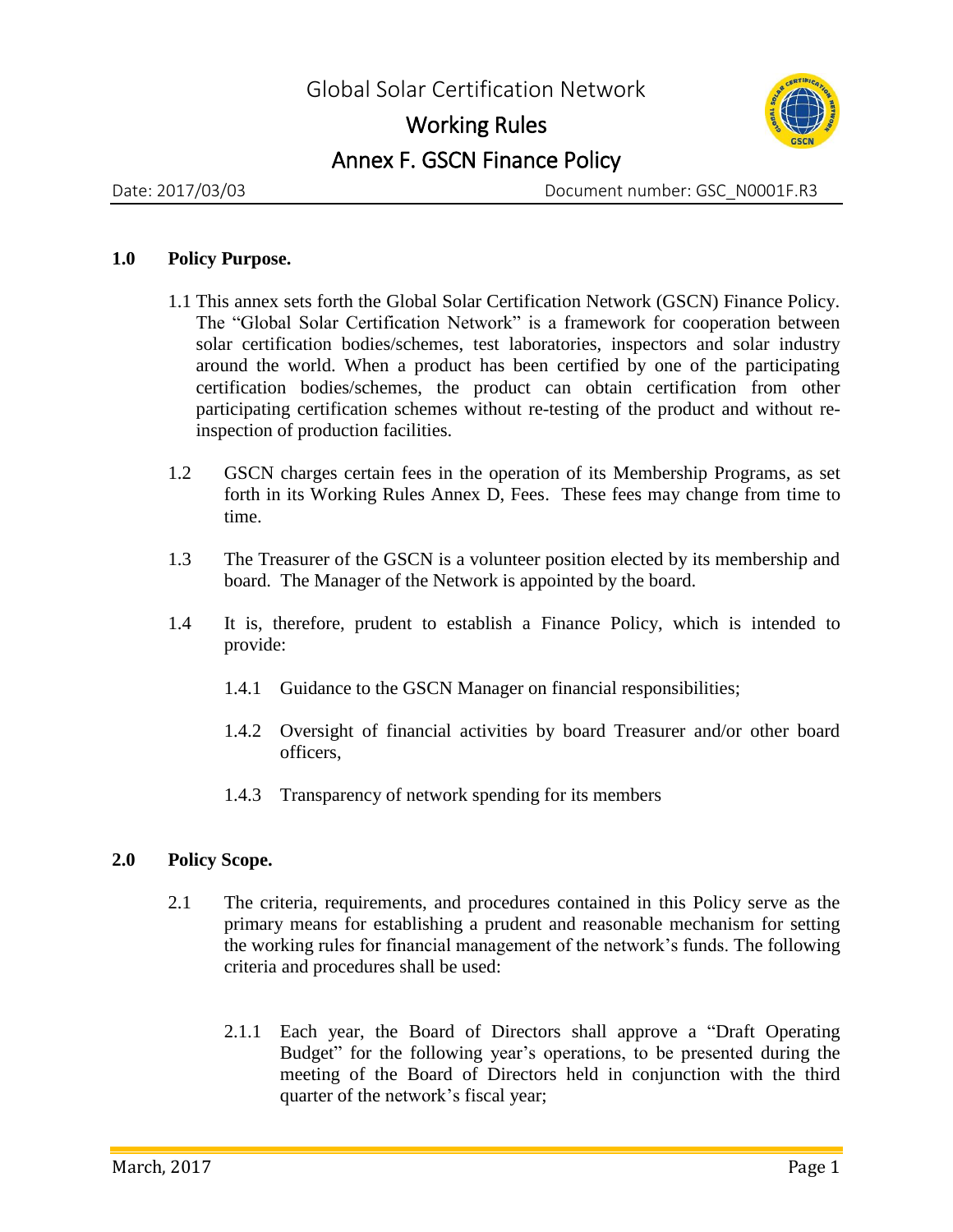# Global Solar Certification Network

## Working Rules

## Annex F. GSCN Finance Policy

Date: 2017/03/03 Document number: GSC_N0001F.R3

### 1.0 Policy Purpose.

1.1 This annex sets forth the Global Solar Certification Network (GSCN) Finance Policy. The "Global Solar Certification Network" is a framework for cooperation between solar certification bodies/schemes, test laboratories, inspectors and solar industry around the world. When a product has been certified by one of the participating certification bodies/schemes, the product can obtain certification from other participating certification schemes without re-testing of the product and without re-inspection of production facilities.

1.2 GSCN charges certain fees in the operation of its Membership Programs, as set forth in its Working Rules Annex D, Fees. These fees may change from time to time.

1.3 The Treasurer of the GSCN is a volunteer position elected by its membership and board. The Manager of the Network is appointed by the board.

1.4 It is, therefore, prudent to establish a Finance Policy, which is intended to provide:

1.4.1 Guidance to the GSCN Manager on financial responsibilities;

1.4.2 Oversight of financial activities by board Treasurer and/or other board officers,

1.4.3 Transparency of network spending for its members

### 2.0 Policy Scope.

2.1 The criteria, requirements, and procedures contained in this Policy serve as the primary means for establishing a prudent and reasonable mechanism for setting the working rules for financial management of the network's funds. The following criteria and procedures shall be used:

2.1.1 Each year, the Board of Directors shall approve a "Draft Operating Budget" for the following year's operations, to be presented during the meeting of the Board of Directors held in conjunction with the third quarter of the network's fiscal year;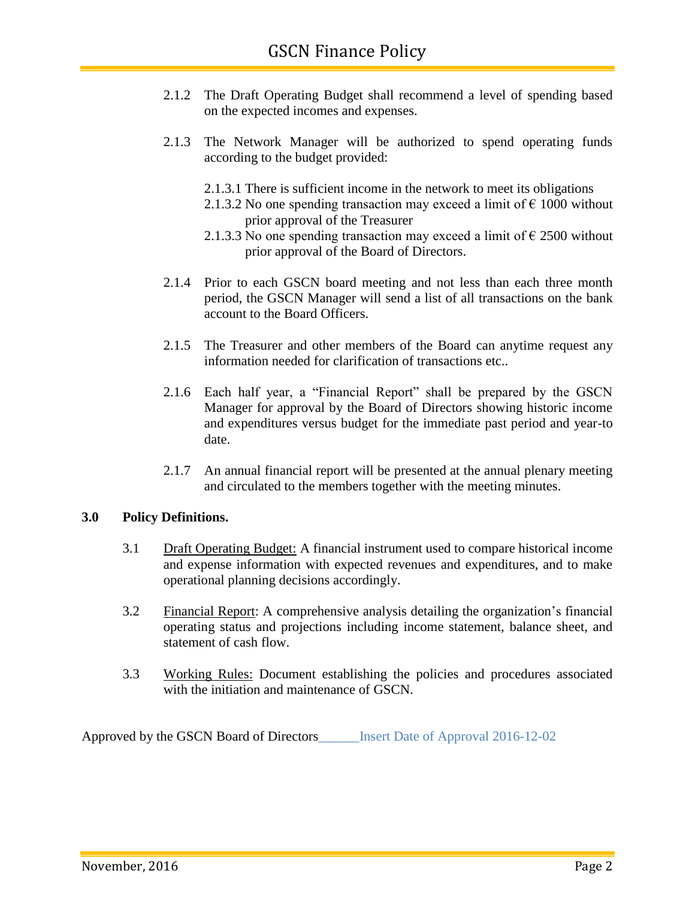2.1.2 The Draft Operating Budget shall recommend a level of spending based on the expected incomes and expenses.

2.1.3 The Network Manager will be authorized to spend operating funds according to the budget provided:

2.1.3.1 There is sufficient income in the network to meet its obligations

2.1.3.2 No one spending transaction may exceed a limit of € 1000 without prior approval of the Treasurer

2.1.3.3 No one spending transaction may exceed a limit of € 2500 without prior approval of the Board of Directors.

2.1.4 Prior to each GSCN board meeting and not less than each three month period, the GSCN Manager will send a list of all transactions on the bank account to the Board Officers.

2.1.5 The Treasurer and other members of the Board can anytime request any information needed for clarification of transactions etc..

2.1.6 Each half year, a "Financial Report" shall be prepared by the GSCN Manager for approval by the Board of Directors showing historic income and expenditures versus budget for the immediate past period and year-to date.

2.1.7 An annual financial report will be presented at the annual plenary meeting and circulated to the members together with the meeting minutes.

## 3.0 Policy Definitions.

3.1 Draft Operating Budget: A financial instrument used to compare historical income and expense information with expected revenues and expenditures, and to make operational planning decisions accordingly.

3.2 Financial Report: A comprehensive analysis detailing the organization's financial operating status and projections including income statement, balance sheet, and statement of cash flow.

3.3 Working Rules: Document establishing the policies and procedures associated with the initiation and maintenance of GSCN.

Approved by the GSCN Board of Directors______Insert Date of Approval 2016-12-02